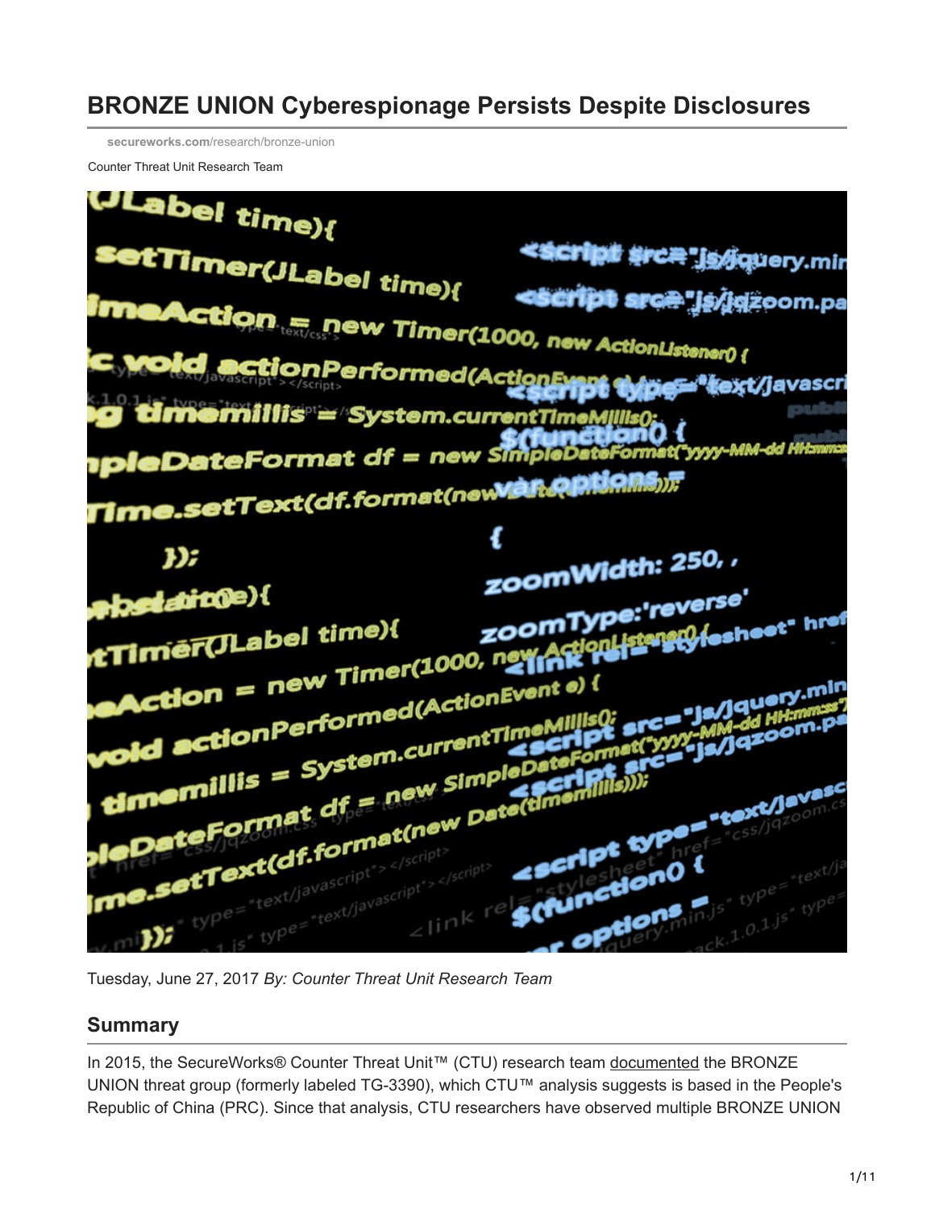# BRONZE UNION Cyberespionage Persists Despite Disclosures

secureworks.com/research/bronze-union

Counter Threat Unit Research Team

Tuesday, June 27, 2017 *By: Counter Threat Unit Research Team*

## Summary

In 2015, the SecureWorks® Counter Threat Unit™ (CTU) research team documented the BRONZE UNION threat group (formerly labeled TG-3390), which CTU™ analysis suggests is based in the People's Republic of China (PRC). Since that analysis, CTU researchers have observed multiple BRONZE UNION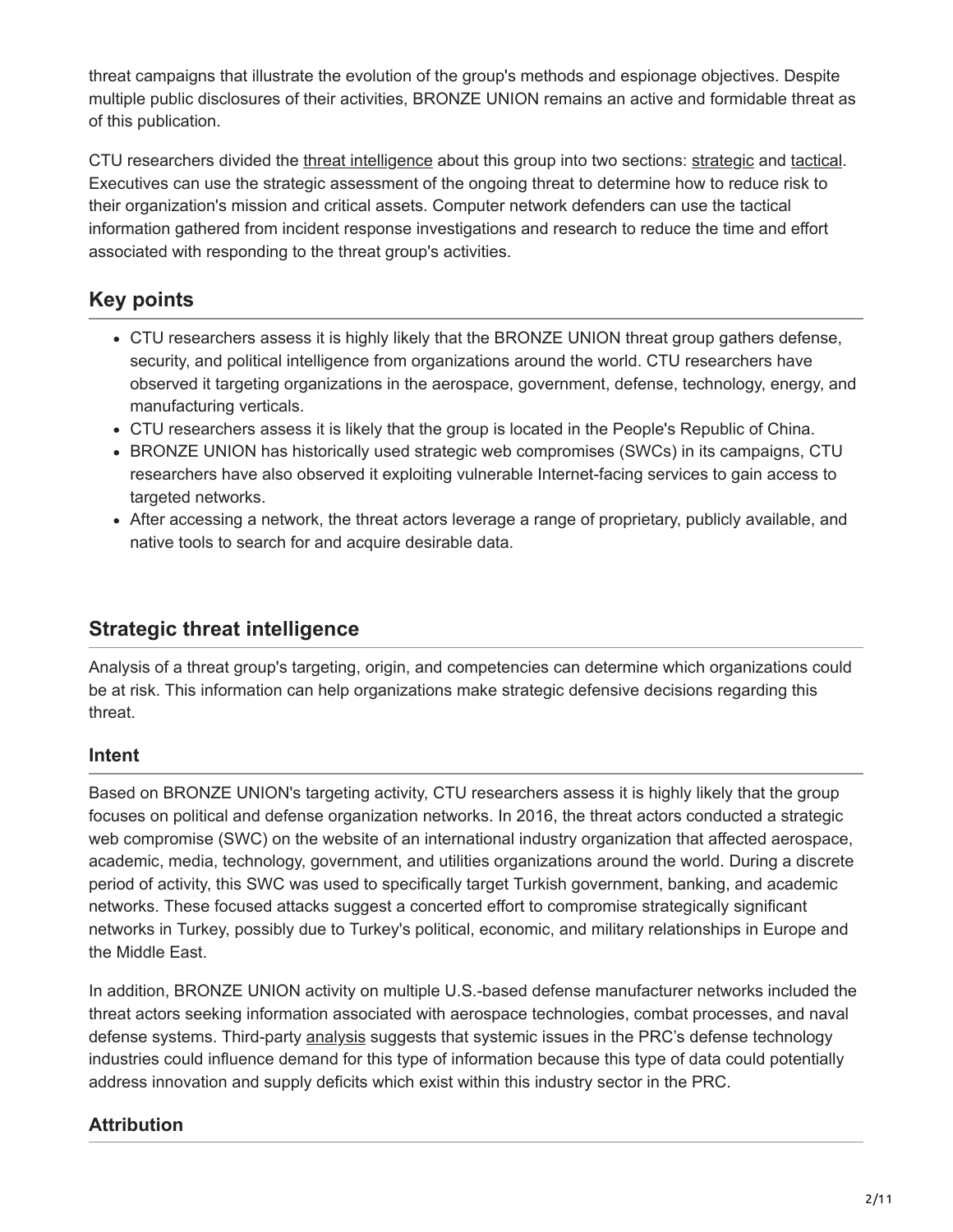threat campaigns that illustrate the evolution of the group's methods and espionage objectives. Despite multiple public disclosures of their activities, BRONZE UNION remains an active and formidable threat as of this publication.

CTU researchers divided the threat intelligence about this group into two sections: strategic and tactical. Executives can use the strategic assessment of the ongoing threat to determine how to reduce risk to their organization's mission and critical assets. Computer network defenders can use the tactical information gathered from incident response investigations and research to reduce the time and effort associated with responding to the threat group's activities.

## Key points

- CTU researchers assess it is highly likely that the BRONZE UNION threat group gathers defense, security, and political intelligence from organizations around the world. CTU researchers have observed it targeting organizations in the aerospace, government, defense, technology, energy, and manufacturing verticals.
- CTU researchers assess it is likely that the group is located in the People's Republic of China.
- BRONZE UNION has historically used strategic web compromises (SWCs) in its campaigns, CTU researchers have also observed it exploiting vulnerable Internet-facing services to gain access to targeted networks.
- After accessing a network, the threat actors leverage a range of proprietary, publicly available, and native tools to search for and acquire desirable data.

## Strategic threat intelligence

Analysis of a threat group's targeting, origin, and competencies can determine which organizations could be at risk. This information can help organizations make strategic defensive decisions regarding this threat.

### Intent

Based on BRONZE UNION's targeting activity, CTU researchers assess it is highly likely that the group focuses on political and defense organization networks. In 2016, the threat actors conducted a strategic web compromise (SWC) on the website of an international industry organization that affected aerospace, academic, media, technology, government, and utilities organizations around the world. During a discrete period of activity, this SWC was used to specifically target Turkish government, banking, and academic networks. These focused attacks suggest a concerted effort to compromise strategically significant networks in Turkey, possibly due to Turkey's political, economic, and military relationships in Europe and the Middle East.

In addition, BRONZE UNION activity on multiple U.S.-based defense manufacturer networks included the threat actors seeking information associated with aerospace technologies, combat processes, and naval defense systems. Third-party analysis suggests that systemic issues in the PRC's defense technology industries could influence demand for this type of information because this type of data could potentially address innovation and supply deficits which exist within this industry sector in the PRC.

### Attribution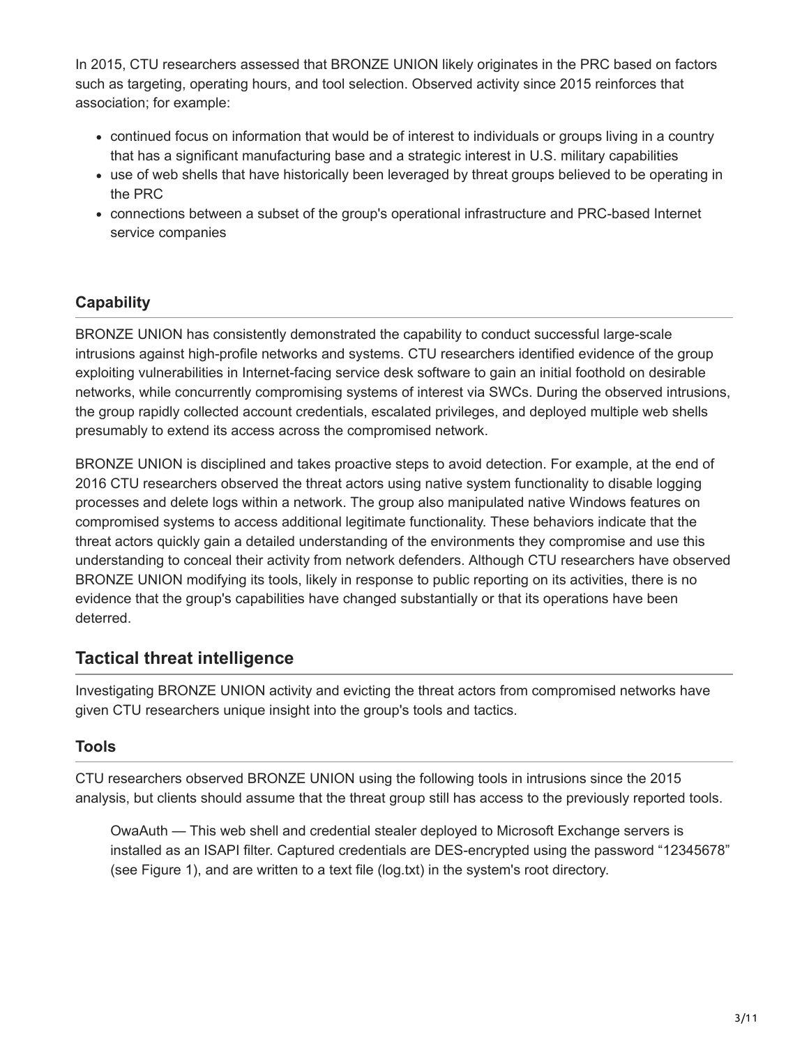In 2015, CTU researchers assessed that BRONZE UNION likely originates in the PRC based on factors such as targeting, operating hours, and tool selection. Observed activity since 2015 reinforces that association; for example:

- continued focus on information that would be of interest to individuals or groups living in a country that has a significant manufacturing base and a strategic interest in U.S. military capabilities
- use of web shells that have historically been leveraged by threat groups believed to be operating in the PRC
- connections between a subset of the group's operational infrastructure and PRC-based Internet service companies

### Capability

BRONZE UNION has consistently demonstrated the capability to conduct successful large-scale intrusions against high-profile networks and systems. CTU researchers identified evidence of the group exploiting vulnerabilities in Internet-facing service desk software to gain an initial foothold on desirable networks, while concurrently compromising systems of interest via SWCs. During the observed intrusions, the group rapidly collected account credentials, escalated privileges, and deployed multiple web shells presumably to extend its access across the compromised network.

BRONZE UNION is disciplined and takes proactive steps to avoid detection. For example, at the end of 2016 CTU researchers observed the threat actors using native system functionality to disable logging processes and delete logs within a network. The group also manipulated native Windows features on compromised systems to access additional legitimate functionality. These behaviors indicate that the threat actors quickly gain a detailed understanding of the environments they compromise and use this understanding to conceal their activity from network defenders. Although CTU researchers have observed BRONZE UNION modifying its tools, likely in response to public reporting on its activities, there is no evidence that the group's capabilities have changed substantially or that its operations have been deterred.

## Tactical threat intelligence

Investigating BRONZE UNION activity and evicting the threat actors from compromised networks have given CTU researchers unique insight into the group's tools and tactics.

### Tools

CTU researchers observed BRONZE UNION using the following tools in intrusions since the 2015 analysis, but clients should assume that the threat group still has access to the previously reported tools.

> OwaAuth — This web shell and credential stealer deployed to Microsoft Exchange servers is installed as an ISAPI filter. Captured credentials are DES-encrypted using the password “12345678” (see Figure 1), and are written to a text file (log.txt) in the system's root directory.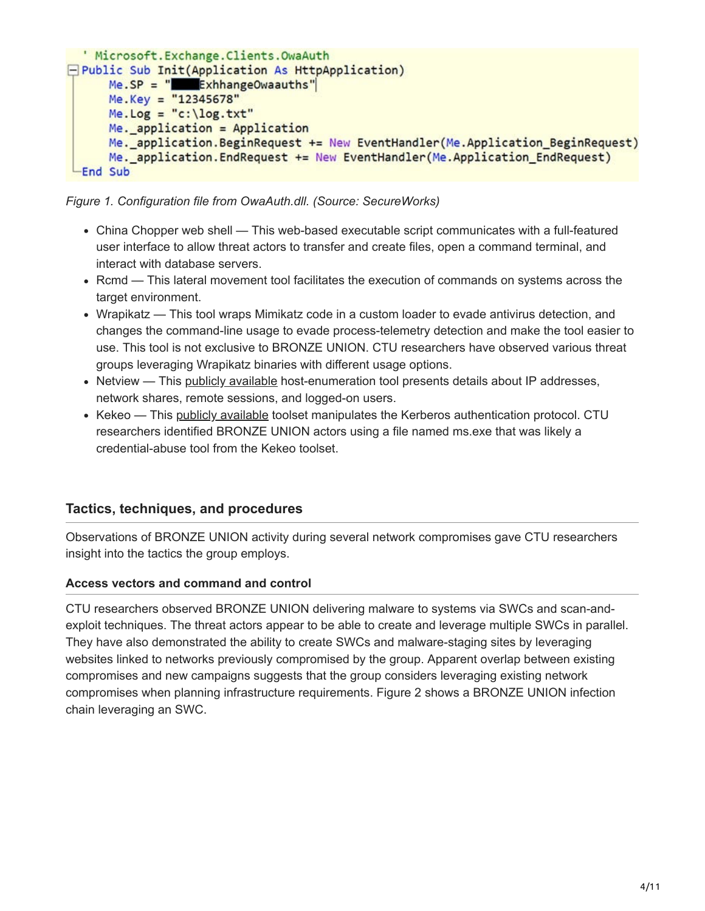```
' Microsoft.Exchange.Clients.OwaAuth
Public Sub Init(Application As HttpApplication)
    Me.SP = "████ExhhangeOwaauths"
    Me.Key = "12345678"
    Me.Log = "c:\log.txt"
    Me._application = Application
    Me._application.BeginRequest += New EventHandler(Me.Application_BeginRequest)
    Me._application.EndRequest += New EventHandler(Me.Application_EndRequest)
End Sub
```

*Figure 1. Configuration file from OwaAuth.dll. (Source: SecureWorks)*

- China Chopper web shell — This web-based executable script communicates with a full-featured user interface to allow threat actors to transfer and create files, open a command terminal, and interact with database servers.
- Rcmd — This lateral movement tool facilitates the execution of commands on systems across the target environment.
- Wrapikatz — This tool wraps Mimikatz code in a custom loader to evade antivirus detection, and changes the command-line usage to evade process-telemetry detection and make the tool easier to use. This tool is not exclusive to BRONZE UNION. CTU researchers have observed various threat groups leveraging Wrapikatz binaries with different usage options.
- Netview — This publicly available host-enumeration tool presents details about IP addresses, network shares, remote sessions, and logged-on users.
- Kekeo — This publicly available toolset manipulates the Kerberos authentication protocol. CTU researchers identified BRONZE UNION actors using a file named ms.exe that was likely a credential-abuse tool from the Kekeo toolset.

## Tactics, techniques, and procedures

Observations of BRONZE UNION activity during several network compromises gave CTU researchers insight into the tactics the group employs.

### Access vectors and command and control

CTU researchers observed BRONZE UNION delivering malware to systems via SWCs and scan-and-exploit techniques. The threat actors appear to be able to create and leverage multiple SWCs in parallel. They have also demonstrated the ability to create SWCs and malware-staging sites by leveraging websites linked to networks previously compromised by the group. Apparent overlap between existing compromises and new campaigns suggests that the group considers leveraging existing network compromises when planning infrastructure requirements. Figure 2 shows a BRONZE UNION infection chain leveraging an SWC.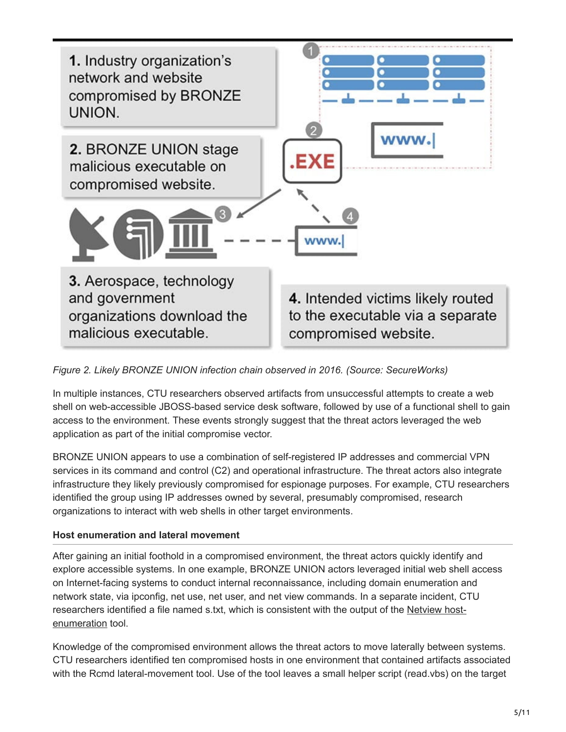1. Industry organization's network and website compromised by BRONZE UNION.

2. BRONZE UNION stage malicious executable on compromised website.

3. Aerospace, technology and government organizations download the malicious executable.

4. Intended victims likely routed to the executable via a separate compromised website.

*Figure 2. Likely BRONZE UNION infection chain observed in 2016. (Source: SecureWorks)*

In multiple instances, CTU researchers observed artifacts from unsuccessful attempts to create a web shell on web-accessible JBOSS-based service desk software, followed by use of a functional shell to gain access to the environment. These events strongly suggest that the threat actors leveraged the web application as part of the initial compromise vector.

BRONZE UNION appears to use a combination of self-registered IP addresses and commercial VPN services in its command and control (C2) and operational infrastructure. The threat actors also integrate infrastructure they likely previously compromised for espionage purposes. For example, CTU researchers identified the group using IP addresses owned by several, presumably compromised, research organizations to interact with web shells in other target environments.

### Host enumeration and lateral movement

After gaining an initial foothold in a compromised environment, the threat actors quickly identify and explore accessible systems. In one example, BRONZE UNION actors leveraged initial web shell access on Internet-facing systems to conduct internal reconnaissance, including domain enumeration and network state, via ipconfig, net use, net user, and net view commands. In a separate incident, CTU researchers identified a file named s.txt, which is consistent with the output of the Netview host-enumeration tool.

Knowledge of the compromised environment allows the threat actors to move laterally between systems. CTU researchers identified ten compromised hosts in one environment that contained artifacts associated with the Rcmd lateral-movement tool. Use of the tool leaves a small helper script (read.vbs) on the target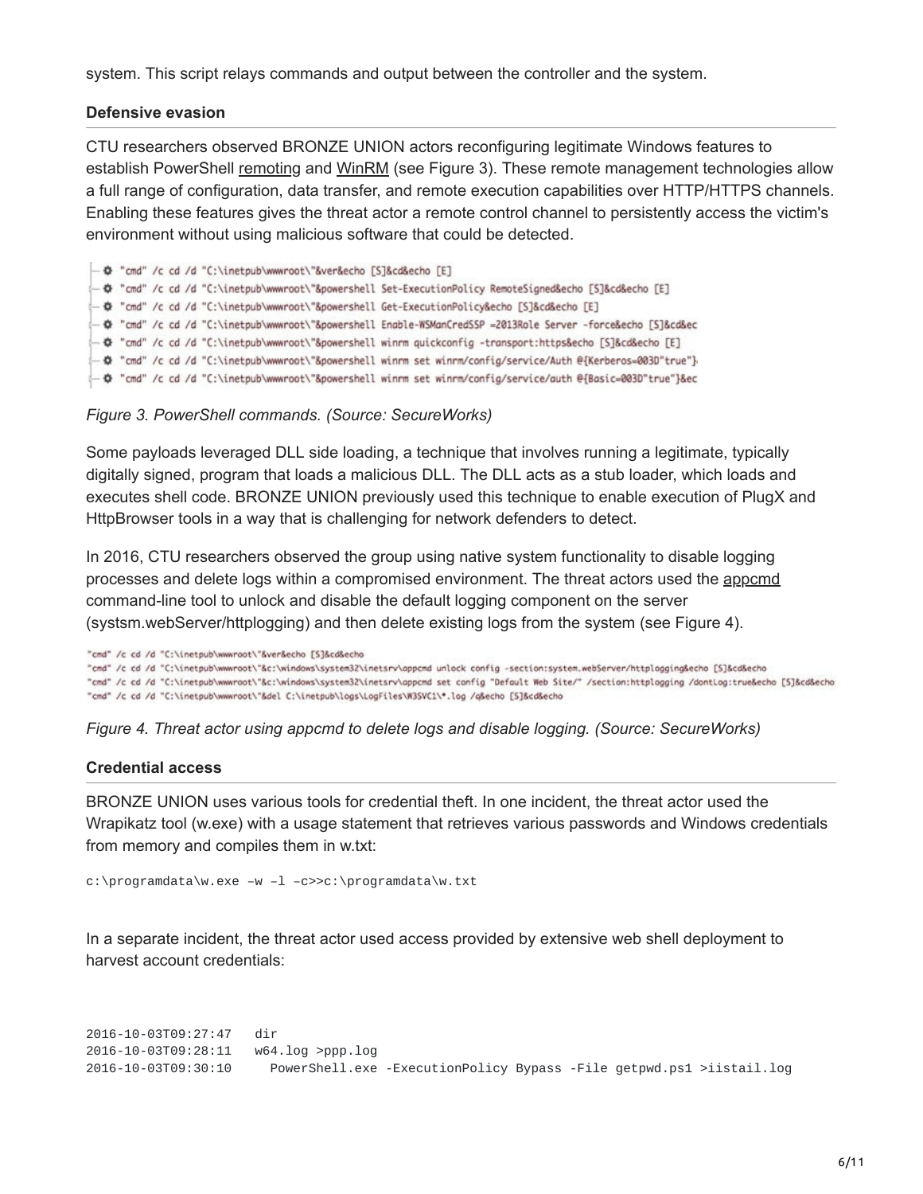system. This script relays commands and output between the controller and the system.

### Defensive evasion

CTU researchers observed BRONZE UNION actors reconfiguring legitimate Windows features to establish PowerShell remoting and WinRM (see Figure 3). These remote management technologies allow a full range of configuration, data transfer, and remote execution capabilities over HTTP/HTTPS channels. Enabling these features gives the threat actor a remote control channel to persistently access the victim's environment without using malicious software that could be detected.

```
"cmd" /c cd /d "C:\inetpub\wwwroot\"&ver&echo [S]&cd&echo [E]
"cmd" /c cd /d "C:\inetpub\wwwroot\"&powershell Set-ExecutionPolicy RemoteSigned&echo [S]&cd&echo [E]
"cmd" /c cd /d "C:\inetpub\wwwroot\"&powershell Get-ExecutionPolicy&echo [S]&cd&echo [E]
"cmd" /c cd /d "C:\inetpub\wwwroot\"&powershell Enable-WSManCredSSP =2013Role Server -force&echo [S]&cd&ec
"cmd" /c cd /d "C:\inetpub\wwwroot\"&powershell winrm quickconfig -transport:https&echo [S]&cd&echo [E]
"cmd" /c cd /d "C:\inetpub\wwwroot\"&powershell winrm set winrm/config/service/Auth @{Kerberos=003D"true"}
"cmd" /c cd /d "C:\inetpub\wwwroot\"&powershell winrm set winrm/config/service/auth @{Basic=003D"true"}&ec
```

*Figure 3. PowerShell commands. (Source: SecureWorks)*

Some payloads leveraged DLL side loading, a technique that involves running a legitimate, typically digitally signed, program that loads a malicious DLL. The DLL acts as a stub loader, which loads and executes shell code. BRONZE UNION previously used this technique to enable execution of PlugX and HttpBrowser tools in a way that is challenging for network defenders to detect.

In 2016, CTU researchers observed the group using native system functionality to disable logging processes and delete logs within a compromised environment. The threat actors used the appcmd command-line tool to unlock and disable the default logging component on the server (systsm.webServer/httplogging) and then delete existing logs from the system (see Figure 4).

```
"cmd" /c cd /d "C:\inetpub\wwwroot\"&ver&echo [S]&cd&echo
"cmd" /c cd /d "C:\inetpub\wwwroot\"&c:\windows\system32\inetsrv\appcmd unlock config -section:system.webServer/httplogging&echo [S]&cd&echo
"cmd" /c cd /d "C:\inetpub\wwwroot\"&c:\windows\system32\inetsrv\appcmd set config "Default Web Site/" /section:httplogging /dontLog:true&echo [S]&cd&echo
"cmd" /c cd /d "C:\inetpub\wwwroot\"&del C:\inetpub\logs\LogFiles\W3SVC1\*.log /q&echo [S]&cd&echo
```

*Figure 4. Threat actor using appcmd to delete logs and disable logging. (Source: SecureWorks)*

### Credential access

BRONZE UNION uses various tools for credential theft. In one incident, the threat actor used the Wrapikatz tool (w.exe) with a usage statement that retrieves various passwords and Windows credentials from memory and compiles them in w.txt:

```
c:\programdata\w.exe –w –l –c>>c:\programdata\w.txt
```

In a separate incident, the threat actor used access provided by extensive web shell deployment to harvest account credentials:

```
2016-10-03T09:27:47   dir
2016-10-03T09:28:11   w64.log >ppp.log
2016-10-03T09:30:10     PowerShell.exe -ExecutionPolicy Bypass -File getpwd.ps1 >iistail.log
```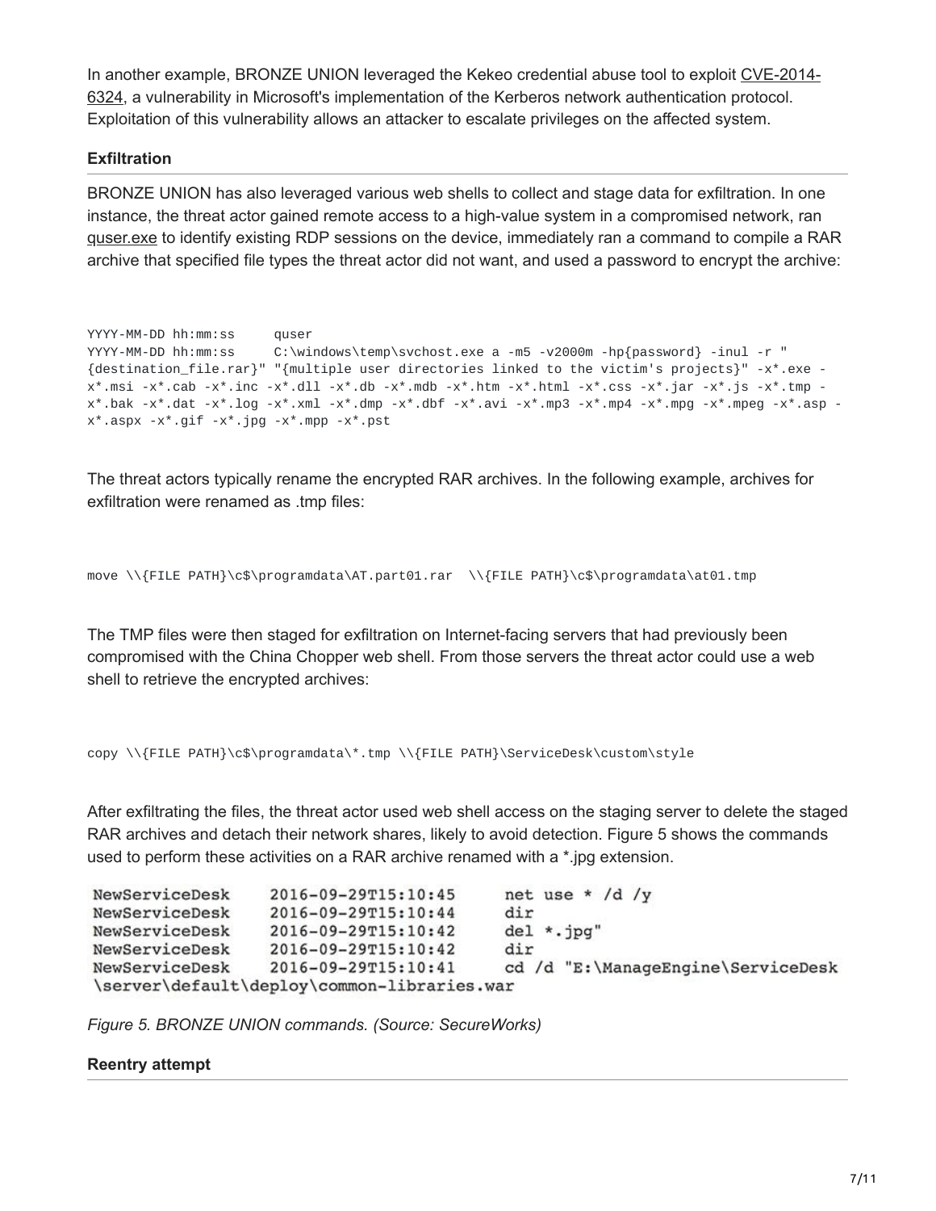In another example, BRONZE UNION leveraged the Kekeo credential abuse tool to exploit CVE-2014-6324, a vulnerability in Microsoft's implementation of the Kerberos network authentication protocol. Exploitation of this vulnerability allows an attacker to escalate privileges on the affected system.

**Exfiltration**

BRONZE UNION has also leveraged various web shells to collect and stage data for exfiltration. In one instance, the threat actor gained remote access to a high-value system in a compromised network, ran quser.exe to identify existing RDP sessions on the device, immediately ran a command to compile a RAR archive that specified file types the threat actor did not want, and used a password to encrypt the archive:

```
YYYY-MM-DD hh:mm:ss     quser
YYYY-MM-DD hh:mm:ss     C:\windows\temp\svchost.exe a -m5 -v2000m -hp{password} -inul -r "
{destination_file.rar}" "{multiple user directories linked to the victim's projects}" -x*.exe -
x*.msi -x*.cab -x*.inc -x*.dll -x*.db -x*.mdb -x*.htm -x*.html -x*.css -x*.jar -x*.js -x*.tmp -
x*.bak -x*.dat -x*.log -x*.xml -x*.dmp -x*.dbf -x*.avi -x*.mp3 -x*.mp4 -x*.mpg -x*.mpeg -x*.asp -
x*.aspx -x*.gif -x*.jpg -x*.mpp -x*.pst
```

The threat actors typically rename the encrypted RAR archives. In the following example, archives for exfiltration were renamed as .tmp files:

```
move \\{FILE PATH}\c$\programdata\AT.part01.rar  \\{FILE PATH}\c$\programdata\at01.tmp
```

The TMP files were then staged for exfiltration on Internet-facing servers that had previously been compromised with the China Chopper web shell. From those servers the threat actor could use a web shell to retrieve the encrypted archives:

```
copy \\{FILE PATH}\c$\programdata\*.tmp \\{FILE PATH}\ServiceDesk\custom\style
```

After exfiltrating the files, the threat actor used web shell access on the staging server to delete the staged RAR archives and detach their network shares, likely to avoid detection. Figure 5 shows the commands used to perform these activities on a RAR archive renamed with a *.jpg extension.

```
NewServiceDesk     2016-09-29T15:10:45     net use * /d /y
NewServiceDesk     2016-09-29T15:10:44     dir
NewServiceDesk     2016-09-29T15:10:42     del *.jpg"
NewServiceDesk     2016-09-29T15:10:42     dir
NewServiceDesk     2016-09-29T15:10:41     cd /d "E:\ManageEngine\ServiceDesk
\server\default\deploy\common-libraries.war
```

*Figure 5. BRONZE UNION commands. (Source: SecureWorks)*

**Reentry attempt**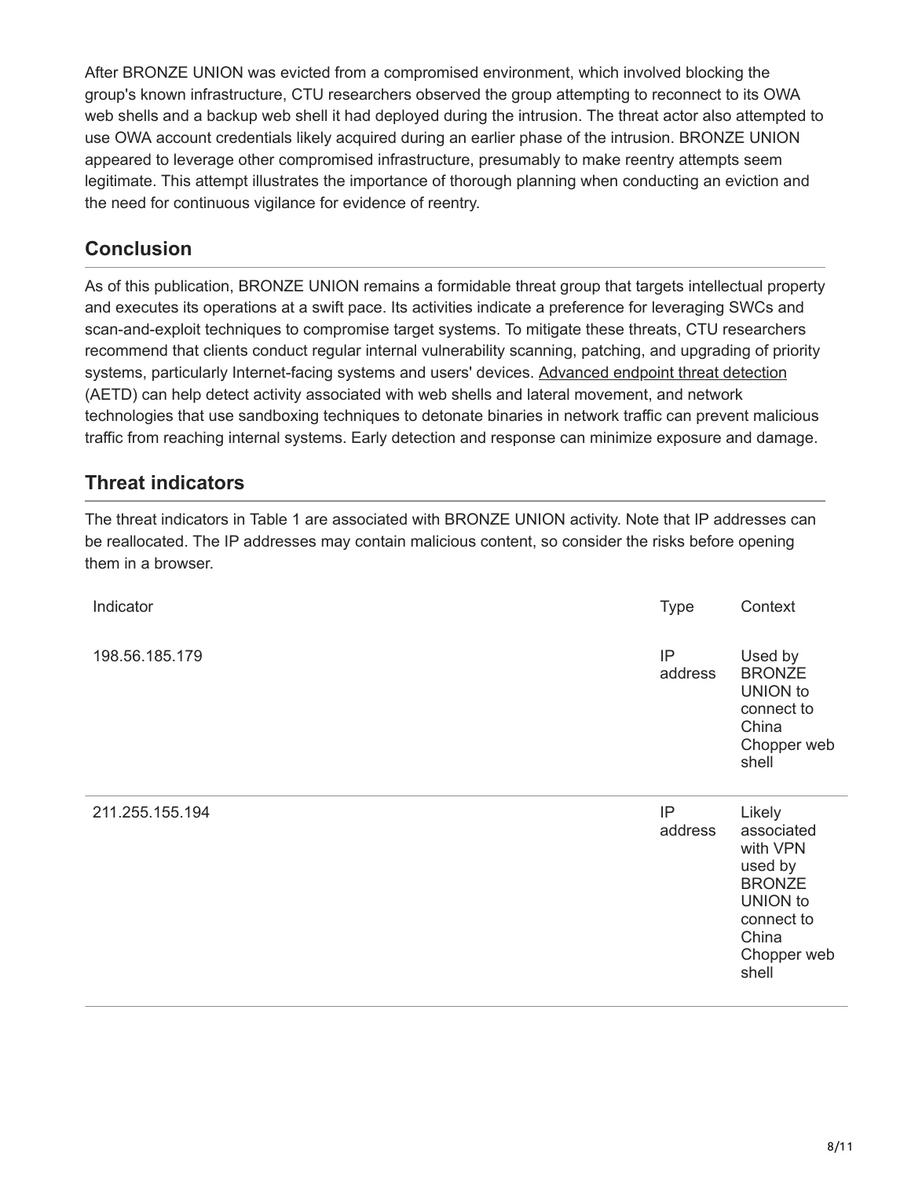After BRONZE UNION was evicted from a compromised environment, which involved blocking the group's known infrastructure, CTU researchers observed the group attempting to reconnect to its OWA web shells and a backup web shell it had deployed during the intrusion. The threat actor also attempted to use OWA account credentials likely acquired during an earlier phase of the intrusion. BRONZE UNION appeared to leverage other compromised infrastructure, presumably to make reentry attempts seem legitimate. This attempt illustrates the importance of thorough planning when conducting an eviction and the need for continuous vigilance for evidence of reentry.

## Conclusion

As of this publication, BRONZE UNION remains a formidable threat group that targets intellectual property and executes its operations at a swift pace. Its activities indicate a preference for leveraging SWCs and scan-and-exploit techniques to compromise target systems. To mitigate these threats, CTU researchers recommend that clients conduct regular internal vulnerability scanning, patching, and upgrading of priority systems, particularly Internet-facing systems and users' devices. Advanced endpoint threat detection (AETD) can help detect activity associated with web shells and lateral movement, and network technologies that use sandboxing techniques to detonate binaries in network traffic can prevent malicious traffic from reaching internal systems. Early detection and response can minimize exposure and damage.

## Threat indicators

The threat indicators in Table 1 are associated with BRONZE UNION activity. Note that IP addresses can be reallocated. The IP addresses may contain malicious content, so consider the risks before opening them in a browser.

| Indicator | Type | Context |
| --- | --- | --- |
| 198.56.185.179 | IP address | Used by BRONZE UNION to connect to China Chopper web shell |
| 211.255.155.194 | IP address | Likely associated with VPN used by BRONZE UNION to connect to China Chopper web shell |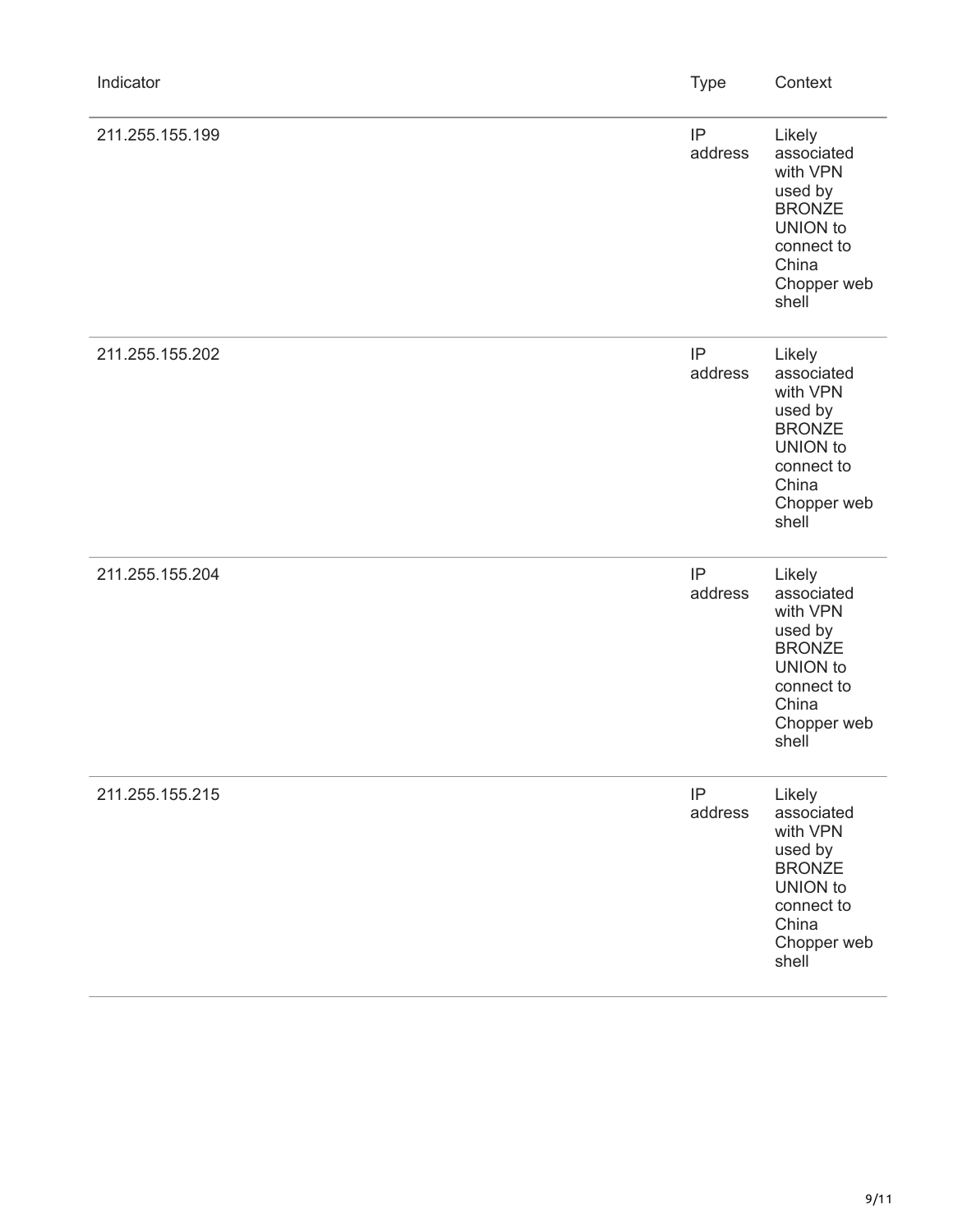| Indicator | Type | Context |
|---|---|---|
| 211.255.155.199 | IP address | Likely associated with VPN used by BRONZE UNION to connect to China Chopper web shell |
| 211.255.155.202 | IP address | Likely associated with VPN used by BRONZE UNION to connect to China Chopper web shell |
| 211.255.155.204 | IP address | Likely associated with VPN used by BRONZE UNION to connect to China Chopper web shell |
| 211.255.155.215 | IP address | Likely associated with VPN used by BRONZE UNION to connect to China Chopper web shell |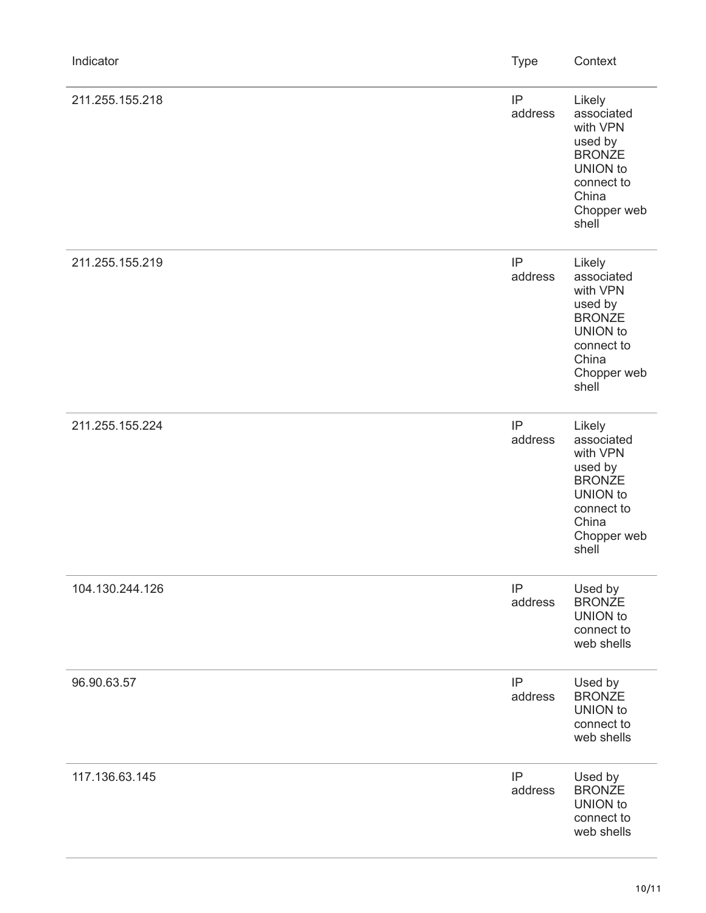| Indicator | Type | Context |
| --- | --- | --- |
| 211.255.155.218 | IP address | Likely associated with VPN used by BRONZE UNION to connect to China Chopper web shell |
| 211.255.155.219 | IP address | Likely associated with VPN used by BRONZE UNION to connect to China Chopper web shell |
| 211.255.155.224 | IP address | Likely associated with VPN used by BRONZE UNION to connect to China Chopper web shell |
| 104.130.244.126 | IP address | Used by BRONZE UNION to connect to web shells |
| 96.90.63.57 | IP address | Used by BRONZE UNION to connect to web shells |
| 117.136.63.145 | IP address | Used by BRONZE UNION to connect to web shells |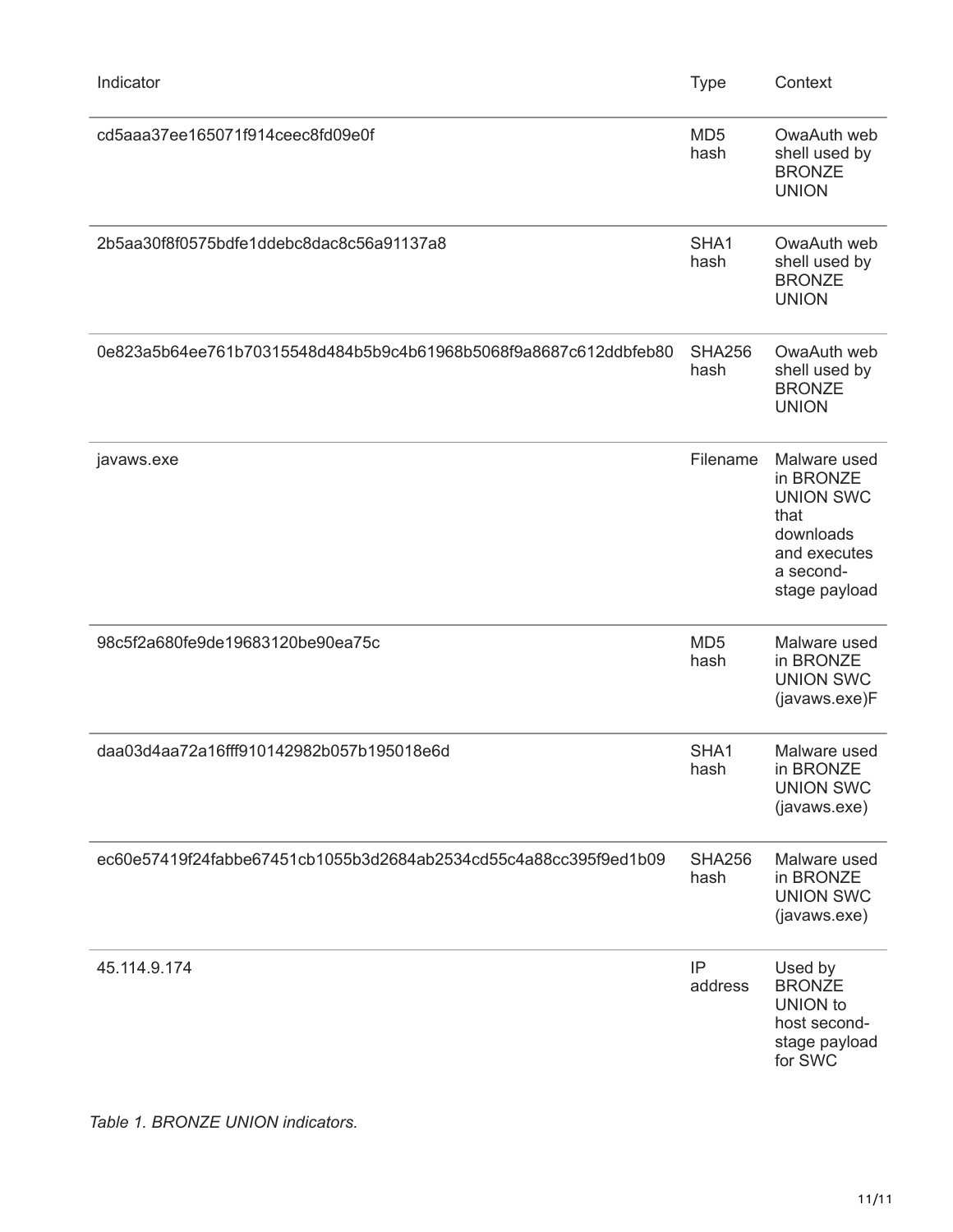| Indicator | Type | Context |
|---|---|---|
| cd5aaa37ee165071f914ceec8fd09e0f | MD5 hash | OwaAuth web shell used by BRONZE UNION |
| 2b5aa30f8f0575bdfe1ddebc8dac8c56a91137a8 | SHA1 hash | OwaAuth web shell used by BRONZE UNION |
| 0e823a5b64ee761b70315548d484b5b9c4b61968b5068f9a8687c612ddbfeb80 | SHA256 hash | OwaAuth web shell used by BRONZE UNION |
| javaws.exe | Filename | Malware used in BRONZE UNION SWC that downloads and executes a second-stage payload |
| 98c5f2a680fe9de19683120be90ea75c | MD5 hash | Malware used in BRONZE UNION SWC (javaws.exe)F |
| daa03d4aa72a16fff910142982b057b195018e6d | SHA1 hash | Malware used in BRONZE UNION SWC (javaws.exe) |
| ec60e57419f24fabbe67451cb1055b3d2684ab2534cd55c4a88cc395f9ed1b09 | SHA256 hash | Malware used in BRONZE UNION SWC (javaws.exe) |
| 45.114.9.174 | IP address | Used by BRONZE UNION to host second-stage payload for SWC |

*Table 1. BRONZE UNION indicators.*